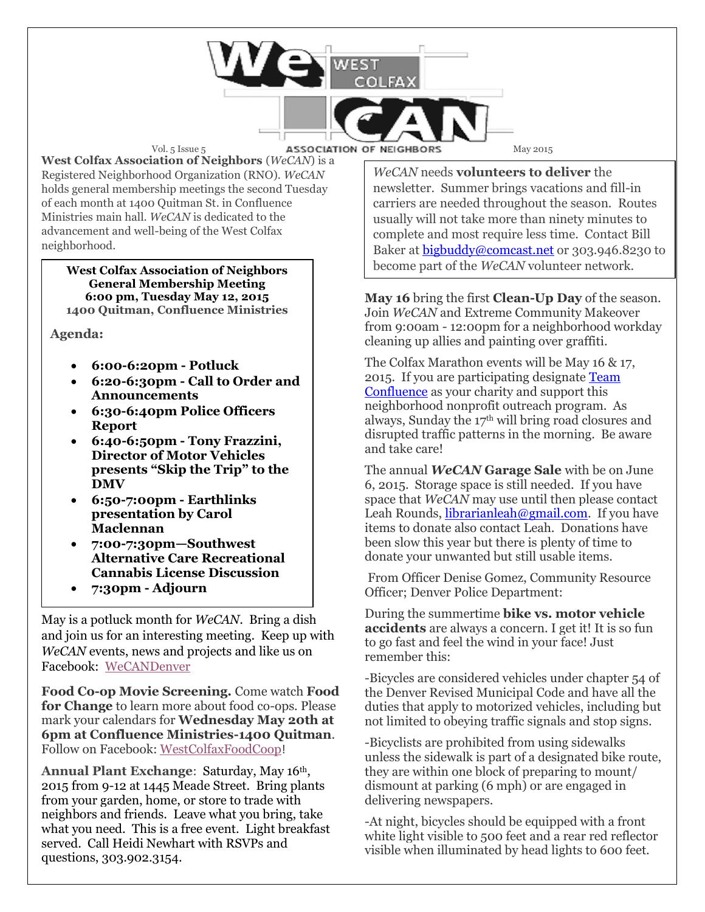# WeCAN West Colfax Association of Neighbors

Vol. 5 Issue 5 — May 2015

**West Colfax Association of Neighbors** (*WeCAN*) is a Registered Neighborhood Organization (RNO). *WeCAN* holds general membership meetings the second Tuesday of each month at 1400 Quitman St. in Confluence Ministries main hall. *WeCAN* is dedicated to the advancement and well-being of the West Colfax neighborhood.

**West Colfax Association of Neighbors**
**General Membership Meeting**
**6:00 pm, Tuesday May 12, 2015**
**1400 Quitman, Confluence Ministries**

**Agenda:**

- **6:00-6:20pm - Potluck**
- **6:20-6:30pm - Call to Order and Announcements**
- **6:30-6:40pm Police Officers Report**
- **6:40-6:50pm - Tony Frazzini, Director of Motor Vehicles presents "Skip the Trip" to the DMV**
- **6:50-7:00pm - Earthlinks presentation by Carol Maclennan**
- **7:00-7:30pm—Southwest Alternative Care Recreational Cannabis License Discussion**
- **7:30pm - Adjourn**

May is a potluck month for *WeCAN*. Bring a dish and join us for an interesting meeting. Keep up with *WeCAN* events, news and projects and like us on Facebook: WeCANDenver

**Food Co-op Movie Screening.** Come watch **Food for Change** to learn more about food co-ops. Please mark your calendars for **Wednesday May 20th at 6pm at Confluence Ministries-1400 Quitman**. Follow on Facebook: WestColfaxFoodCoop!

**Annual Plant Exchange**: Saturday, May 16th, 2015 from 9-12 at 1445 Meade Street. Bring plants from your garden, home, or store to trade with neighbors and friends. Leave what you bring, take what you need. This is a free event. Light breakfast served. Call Heidi Newhart with RSVPs and questions, 303.902.3154.

*WeCAN* needs **volunteers to deliver** the newsletter. Summer brings vacations and fill-in carriers are needed throughout the season. Routes usually will not take more than ninety minutes to complete and most require less time. Contact Bill Baker at bigbuddy@comcast.net or 303.946.8230 to become part of the *WeCAN* volunteer network.

**May 16** bring the first **Clean-Up Day** of the season. Join *WeCAN* and Extreme Community Makeover from 9:00am - 12:00pm for a neighborhood workday cleaning up allies and painting over graffiti.

The Colfax Marathon events will be May 16 & 17, 2015. If you are participating designate Team Confluence as your charity and support this neighborhood nonprofit outreach program. As always, Sunday the 17th will bring road closures and disrupted traffic patterns in the morning. Be aware and take care!

The annual ***WeCAN* Garage Sale** with be on June 6, 2015. Storage space is still needed. If you have space that *WeCAN* may use until then please contact Leah Rounds, librarianleah@gmail.com. If you have items to donate also contact Leah. Donations have been slow this year but there is plenty of time to donate your unwanted but still usable items.

From Officer Denise Gomez, Community Resource Officer; Denver Police Department:

During the summertime **bike vs. motor vehicle accidents** are always a concern. I get it! It is so fun to go fast and feel the wind in your face! Just remember this:

-Bicycles are considered vehicles under chapter 54 of the Denver Revised Municipal Code and have all the duties that apply to motorized vehicles, including but not limited to obeying traffic signals and stop signs.

-Bicyclists are prohibited from using sidewalks unless the sidewalk is part of a designated bike route, they are within one block of preparing to mount/ dismount at parking (6 mph) or are engaged in delivering newspapers.

-At night, bicycles should be equipped with a front white light visible to 500 feet and a rear red reflector visible when illuminated by head lights to 600 feet.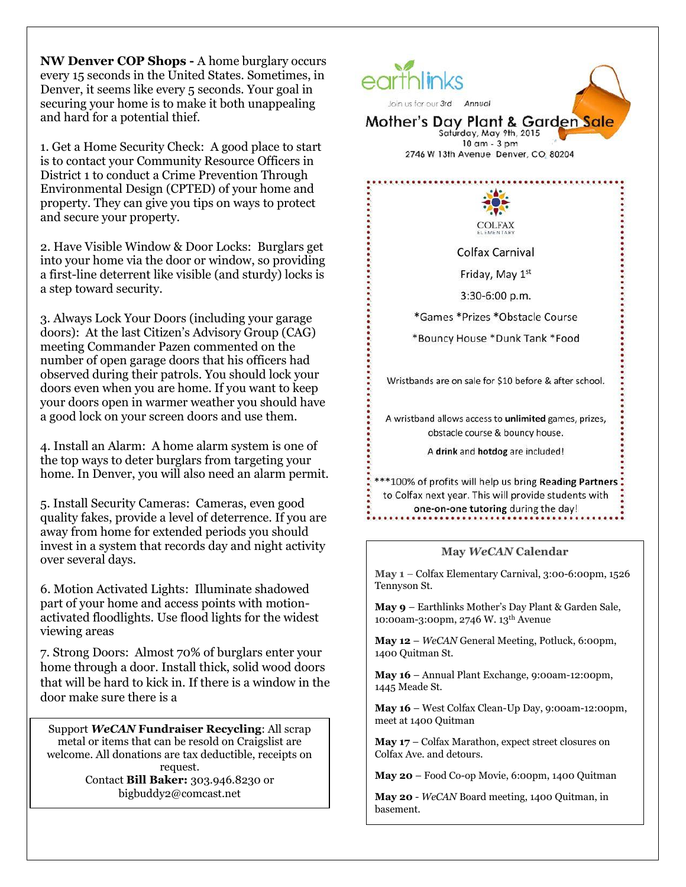**NW Denver COP Shops -** A home burglary occurs every 15 seconds in the United States. Sometimes, in Denver, it seems like every 5 seconds. Your goal in securing your home is to make it both unappealing and hard for a potential thief.

1. Get a Home Security Check: A good place to start is to contact your Community Resource Officers in District 1 to conduct a Crime Prevention Through Environmental Design (CPTED) of your home and property. They can give you tips on ways to protect and secure your property.

2. Have Visible Window & Door Locks: Burglars get into your home via the door or window, so providing a first-line deterrent like visible (and sturdy) locks is a step toward security.

3. Always Lock Your Doors (including your garage doors): At the last Citizen's Advisory Group (CAG) meeting Commander Pazen commented on the number of open garage doors that his officers had observed during their patrols. You should lock your doors even when you are home. If you want to keep your doors open in warmer weather you should have a good lock on your screen doors and use them.

4. Install an Alarm: A home alarm system is one of the top ways to deter burglars from targeting your home. In Denver, you will also need an alarm permit.

5. Install Security Cameras: Cameras, even good quality fakes, provide a level of deterrence. If you are away from home for extended periods you should invest in a system that records day and night activity over several days.

6. Motion Activated Lights: Illuminate shadowed part of your home and access points with motion-activated floodlights. Use flood lights for the widest viewing areas

7. Strong Doors: Almost 70% of burglars enter your home through a door. Install thick, solid wood doors that will be hard to kick in. If there is a window in the door make sure there is a

Support ***WeCAN* Fundraiser Recycling**: All scrap metal or items that can be resold on Craigslist are welcome. All donations are tax deductible, receipts on request.
Contact **Bill Baker:** 303.946.8230 or bigbuddy2@comcast.net

earthlinks

Join us for our 3rd Annual

## Mother's Day Plant & Garden Sale

Saturday, May 9th, 2015
10 am - 3 pm
2746 W 13th Avenue Denver, CO 80204

COLFAX ELEMENTARY

Colfax Carnival

Friday, May 1st

3:30-6:00 p.m.

*Games *Prizes *Obstacle Course

*Bouncy House *Dunk Tank *Food

Wristbands are on sale for $10 before & after school.

A wristband allows access to **unlimited** games, prizes, obstacle course & bouncy house.

A **drink** and **hotdog** are included!

***100% of profits will help us bring **Reading Partners** to Colfax next year. This will provide students with **one-on-one tutoring** during the day!

### May *WeCAN* Calendar

**May 1** – Colfax Elementary Carnival, 3:00-6:00pm, 1526 Tennyson St.

**May 9** – Earthlinks Mother's Day Plant & Garden Sale, 10:00am-3:00pm, 2746 W. 13th Avenue

**May 12** – *WeCAN* General Meeting, Potluck, 6:00pm, 1400 Quitman St.

**May 16** – Annual Plant Exchange, 9:00am-12:00pm, 1445 Meade St.

**May 16** – West Colfax Clean-Up Day, 9:00am-12:00pm, meet at 1400 Quitman

**May 17** – Colfax Marathon, expect street closures on Colfax Ave. and detours.

**May 20** – Food Co-op Movie, 6:00pm, 1400 Quitman

**May 20** - *WeCAN* Board meeting, 1400 Quitman, in basement.